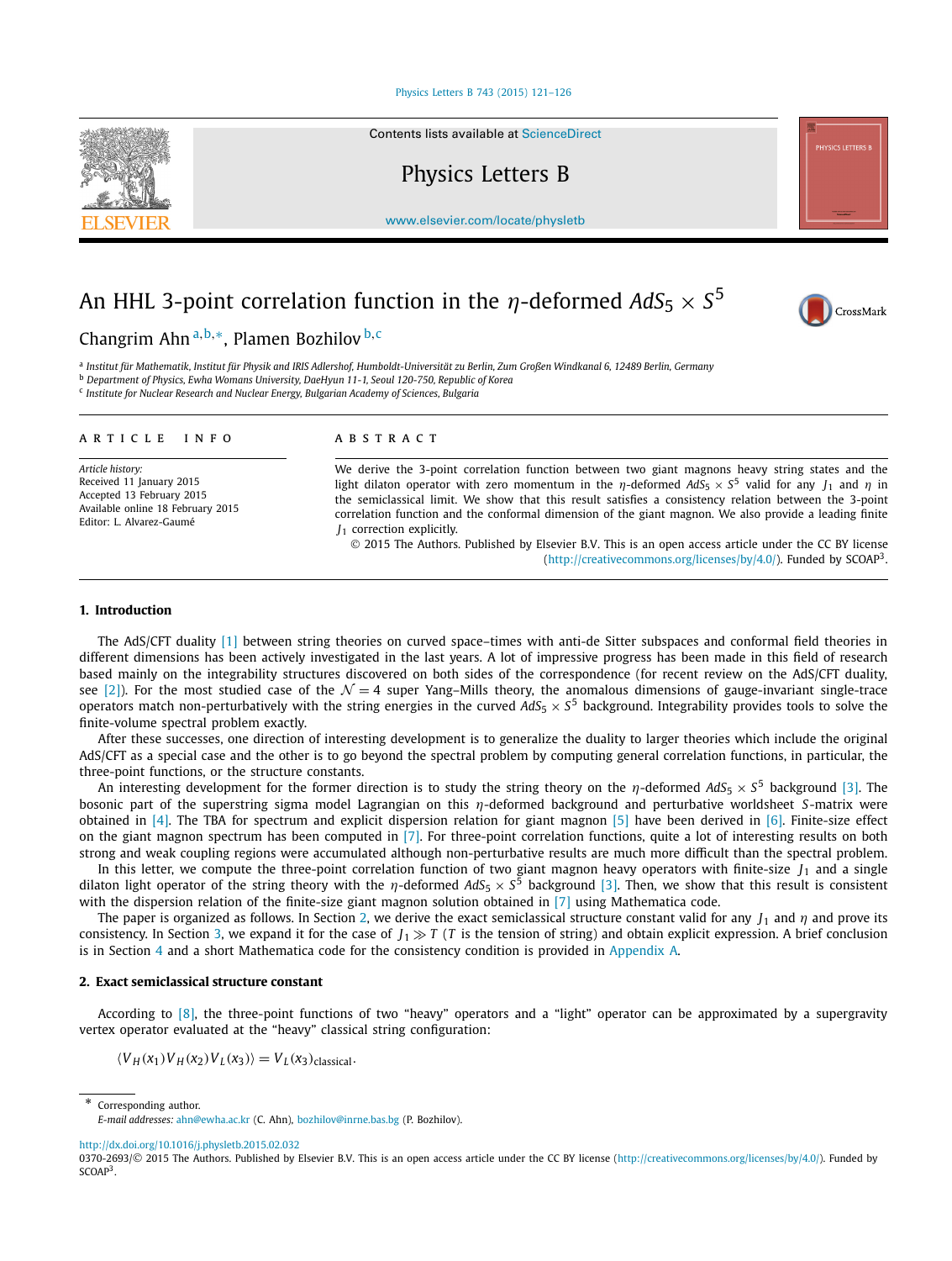# An HHL 3-point correlation function in the $\eta$-deformed $AdS_5 \times S^5$

Changrim Ahn[a,b,*], Plamen Bozhilov[b,c]

[a] Institut für Mathematik, Institut für Physik and IRIS Adlershof, Humboldt-Universität zu Berlin, Zum Großen Windkanal 6, 12489 Berlin, Germany
[b] Department of Physics, Ewha Womans University, DaeHyun 11-1, Seoul 120-750, Republic of Korea
[c] Institute for Nuclear Research and Nuclear Energy, Bulgarian Academy of Sciences, Bulgaria

**ARTICLE INFO**

*Article history:*
Received 11 January 2015
Accepted 13 February 2015
Available online 18 February 2015
Editor: L. Alvarez-Gaumé

**ABSTRACT**

We derive the 3-point correlation function between two giant magnons heavy string states and the light dilaton operator with zero momentum in the $\eta$-deformed $AdS_5 \times S^5$ valid for any $J_1$ and $\eta$ in the semiclassical limit. We show that this result satisfies a consistency relation between the 3-point correlation function and the conformal dimension of the giant magnon. We also provide a leading finite $J_1$ correction explicitly.

© 2015 The Authors. Published by Elsevier B.V. This is an open access article under the CC BY license (http://creativecommons.org/licenses/by/4.0/). Funded by SCOAP[3].

## 1. Introduction

The AdS/CFT duality [1] between string theories on curved space–times with anti-de Sitter subspaces and conformal field theories in different dimensions has been actively investigated in the last years. A lot of impressive progress has been made in this field of research based mainly on the integrability structures discovered on both sides of the correspondence (for recent review on the AdS/CFT duality, see [2]). For the most studied case of the $\mathcal{N} = 4$ super Yang–Mills theory, the anomalous dimensions of gauge-invariant single-trace operators match non-perturbatively with the string energies in the curved $AdS_5 \times S^5$ background. Integrability provides tools to solve the finite-volume spectral problem exactly.

After these successes, one direction of interesting development is to generalize the duality to larger theories which include the original AdS/CFT as a special case and the other is to go beyond the spectral problem by computing general correlation functions, in particular, the three-point functions, or the structure constants.

An interesting development for the former direction is to study the string theory on the $\eta$-deformed $AdS_5 \times S^5$ background [3]. The bosonic part of the superstring sigma model Lagrangian on this $\eta$-deformed background and perturbative worldsheet $S$-matrix were obtained in [4]. The TBA for spectrum and explicit dispersion relation for giant magnon [5] have been derived in [6]. Finite-size effect on the giant magnon spectrum has been computed in [7]. For three-point correlation functions, quite a lot of interesting results on both strong and weak coupling regions were accumulated although non-perturbative results are much more difficult than the spectral problem.

In this letter, we compute the three-point correlation function of two giant magnon heavy operators with finite-size $J_1$ and a single dilaton light operator of the string theory with the $\eta$-deformed $AdS_5 \times S^5$ background [3]. Then, we show that this result is consistent with the dispersion relation of the finite-size giant magnon solution obtained in [7] using Mathematica code.

The paper is organized as follows. In Section 2, we derive the exact semiclassical structure constant valid for any $J_1$ and $\eta$ and prove its consistency. In Section 3, we expand it for the case of $J_1 \gg T$ ($T$ is the tension of string) and obtain explicit expression. A brief conclusion is in Section 4 and a short Mathematica code for the consistency condition is provided in Appendix A.

## 2. Exact semiclassical structure constant

According to [8], the three-point functions of two "heavy" operators and a "light" operator can be approximated by a supergravity vertex operator evaluated at the "heavy" classical string configuration:

$$\langle V_H(x_1) V_H(x_2) V_L(x_3) \rangle = V_L(x_3)_{\text{classical}}.$$

\* Corresponding author.
*E-mail addresses:* ahn@ewha.ac.kr (C. Ahn), bozhilov@inrne.bas.bg (P. Bozhilov).

http://dx.doi.org/10.1016/j.physletb.2015.02.032
0370-2693/© 2015 The Authors. Published by Elsevier B.V. This is an open access article under the CC BY license (http://creativecommons.org/licenses/by/4.0/). Funded by SCOAP[3].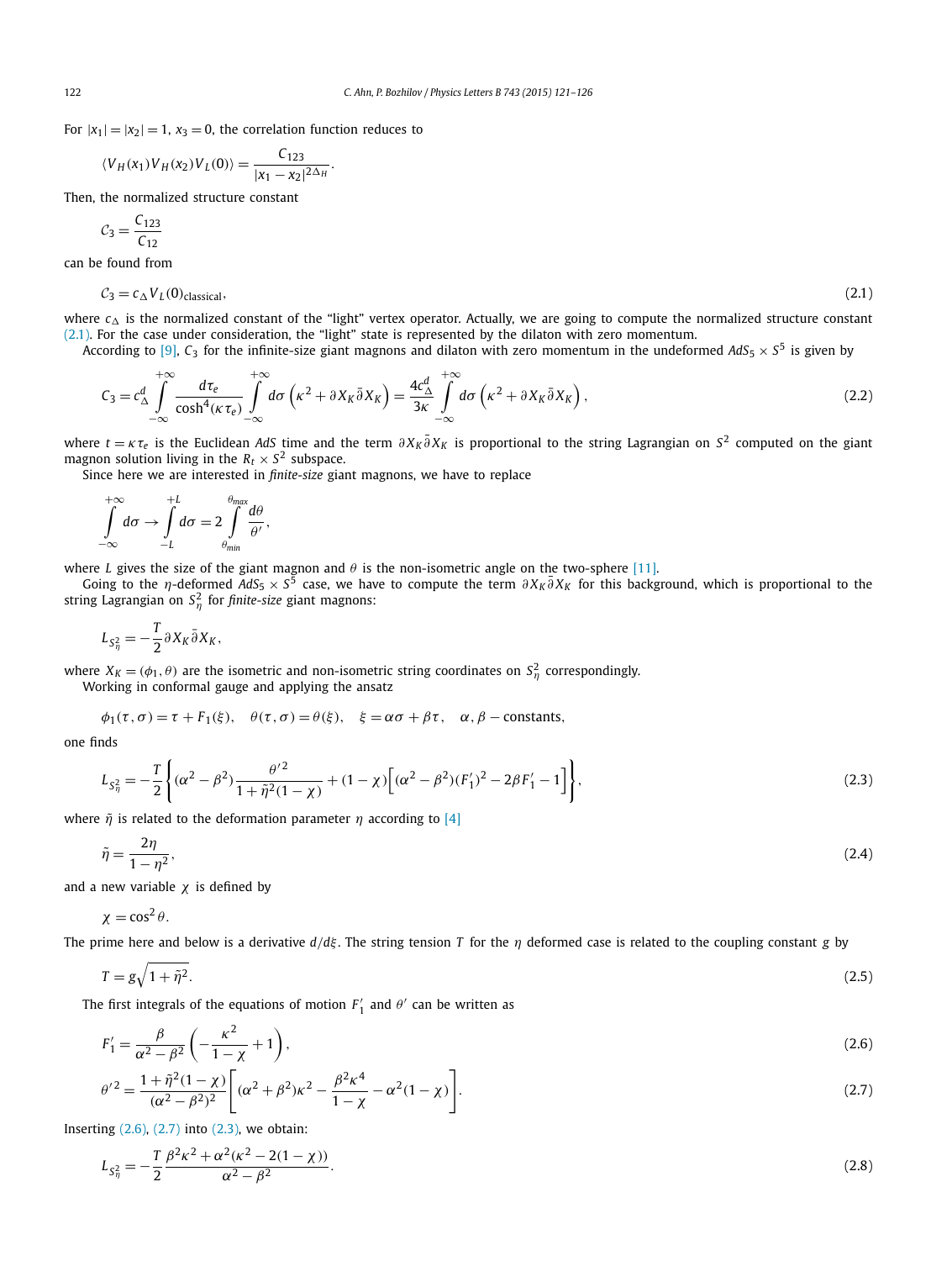For $|x_1| = |x_2| = 1$, $x_3 = 0$, the correlation function reduces to

$$\langle V_H(x_1) V_H(x_2) V_L(0) \rangle = \frac{C_{123}}{|x_1 - x_2|^{2\Delta_H}}.$$

Then, the normalized structure constant

$$\mathcal{C}_3 = \frac{C_{123}}{C_{12}}$$

can be found from

$$\mathcal{C}_3 = c_\Delta V_L(0)_{\text{classical}}, \tag{2.1}$$

where $c_\Delta$ is the normalized constant of the "light" vertex operator. Actually, we are going to compute the normalized structure constant (2.1). For the case under consideration, the "light" state is represented by the dilaton with zero momentum.

According to [9], $\mathcal{C}_3$ for the infinite-size giant magnons and dilaton with zero momentum in the undeformed $AdS_5 \times S^5$ is given by

$$\mathcal{C}_3 = c^d_\Delta \int_{-\infty}^{+\infty} \frac{d\tau_e}{\cosh^4(\kappa\tau_e)} \int_{-\infty}^{+\infty} d\sigma \left(\kappa^2 + \partial X_K \bar{\partial} X_K\right) = \frac{4 c^d_\Delta}{3\kappa} \int_{-\infty}^{+\infty} d\sigma \left(\kappa^2 + \partial X_K \bar{\partial} X_K\right), \tag{2.2}$$

where $t = \kappa\tau_e$ is the Euclidean $AdS$ time and the term $\partial X_K \bar{\partial} X_K$ is proportional to the string Lagrangian on $S^2$ computed on the giant magnon solution living in the $R_t \times S^2$ subspace.

Since here we are interested in *finite-size* giant magnons, we have to replace

$$\int_{-\infty}^{+\infty} d\sigma \to \int_{-L}^{+L} d\sigma = 2 \int_{\theta_{min}}^{\theta_{max}} \frac{d\theta}{\theta'},$$

where $L$ gives the size of the giant magnon and $\theta$ is the non-isometric angle on the two-sphere [11].

Going to the $\eta$-deformed $AdS_5 \times S^5$ case, we have to compute the term $\partial X_K \bar{\partial} X_K$ for this background, which is proportional to the string Lagrangian on $S^2_\eta$ for *finite-size* giant magnons:

$$L_{S^2_\eta} = -\frac{T}{2} \partial X_K \bar{\partial} X_K,$$

where $X_K = (\phi_1, \theta)$ are the isometric and non-isometric string coordinates on $S^2_\eta$ correspondingly.

Working in conformal gauge and applying the ansatz

$$\phi_1(\tau, \sigma) = \tau + F_1(\xi), \quad \theta(\tau, \sigma) = \theta(\xi), \quad \xi = \alpha\sigma + \beta\tau, \quad \alpha, \beta - \text{constants},$$

one finds

$$L_{S^2_\eta} = -\frac{T}{2} \left\{ (\alpha^2 - \beta^2) \frac{\theta'^2}{1 + \tilde{\eta}^2(1-\chi)} + (1-\chi)\Big[(\alpha^2 - \beta^2)(F_1')^2 - 2\beta F_1' - 1\Big] \right\}, \tag{2.3}$$

where $\tilde{\eta}$ is related to the deformation parameter $\eta$ according to [4]

$$\tilde{\eta} = \frac{2\eta}{1 - \eta^2}, \tag{2.4}$$

and a new variable $\chi$ is defined by

$$\chi = \cos^2\theta.$$

The prime here and below is a derivative $d/d\xi$. The string tension $T$ for the $\eta$ deformed case is related to the coupling constant $g$ by

$$T = g\sqrt{1 + \tilde{\eta}^2}. \tag{2.5}$$

The first integrals of the equations of motion $F_1'$ and $\theta'$ can be written as

$$F_1' = \frac{\beta}{\alpha^2 - \beta^2} \left( -\frac{\kappa^2}{1-\chi} + 1 \right), \tag{2.6}$$

$$\theta'^2 = \frac{1 + \tilde{\eta}^2(1-\chi)}{(\alpha^2 - \beta^2)^2} \left[ (\alpha^2 + \beta^2)\kappa^2 - \frac{\beta^2\kappa^4}{1-\chi} - \alpha^2(1-\chi) \right]. \tag{2.7}$$

Inserting (2.6), (2.7) into (2.3), we obtain:

$$L_{S^2_\eta} = -\frac{T}{2} \frac{\beta^2\kappa^2 + \alpha^2(\kappa^2 - 2(1-\chi))}{\alpha^2 - \beta^2}. \tag{2.8}$$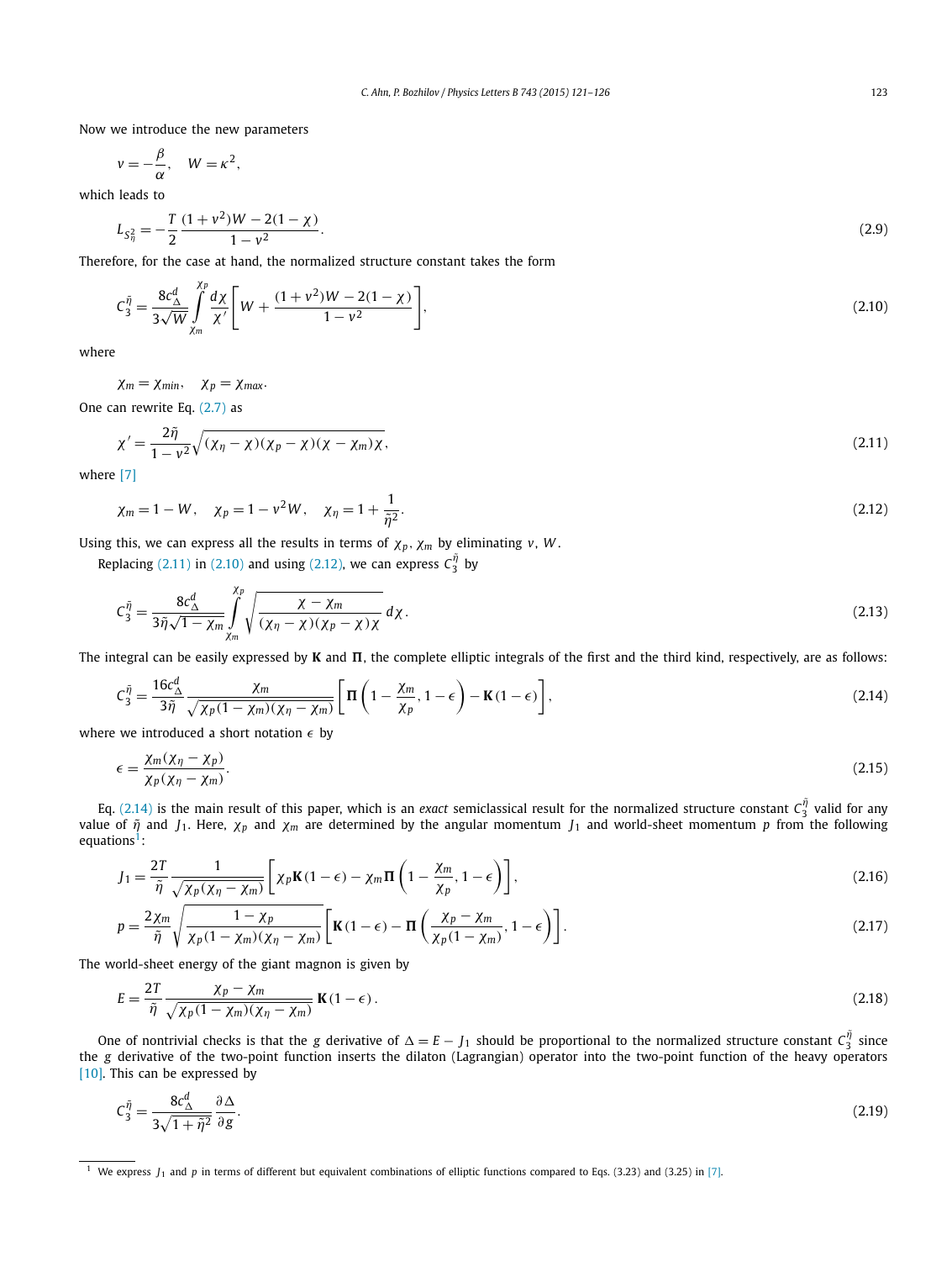Now we introduce the new parameters

$$v = -\frac{\beta}{\alpha}, \quad W = \kappa^2,$$

which leads to

$$L_{S^2_{\tilde{\eta}}} = -\frac{T}{2}\frac{(1+v^2)W - 2(1-\chi)}{1-v^2}. \tag{2.9}$$

Therefore, for the case at hand, the normalized structure constant takes the form

$$C_3^{\tilde{\eta}} = \frac{8c_\Delta^d}{3\sqrt{W}} \int_{\chi_m}^{\chi_p} \frac{d\chi}{\chi'}\left[W + \frac{(1+v^2)W - 2(1-\chi)}{1-v^2}\right], \tag{2.10}$$

where

$$\chi_m = \chi_{min}, \quad \chi_p = \chi_{max}.$$

One can rewrite Eq. (2.7) as

$$\chi' = \frac{2\tilde{\eta}}{1-v^2}\sqrt{(\chi_\eta - \chi)(\chi_p - \chi)(\chi - \chi_m)\chi}, \tag{2.11}$$

where [7]

$$\chi_m = 1 - W, \quad \chi_p = 1 - v^2 W, \quad \chi_\eta = 1 + \frac{1}{\tilde{\eta}^2}. \tag{2.12}$$

Using this, we can express all the results in terms of $\chi_p$, $\chi_m$ by eliminating $v$, $W$.

Replacing (2.11) in (2.10) and using (2.12), we can express $C_3^{\tilde{\eta}}$ by

$$C_3^{\tilde{\eta}} = \frac{8c_\Delta^d}{3\tilde{\eta}\sqrt{1-\chi_m}} \int_{\chi_m}^{\chi_p} \sqrt{\frac{\chi - \chi_m}{(\chi_\eta - \chi)(\chi_p - \chi)\chi}}\, d\chi. \tag{2.13}$$

The integral can be easily expressed by $\mathbf{K}$ and $\mathbf{\Pi}$, the complete elliptic integrals of the first and the third kind, respectively, are as follows:

$$C_3^{\tilde{\eta}} = \frac{16c_\Delta^d}{3\tilde{\eta}} \frac{\chi_m}{\sqrt{\chi_p(1-\chi_m)(\chi_\eta - \chi_m)}}\left[\mathbf{\Pi}\left(1 - \frac{\chi_m}{\chi_p}, 1-\epsilon\right) - \mathbf{K}(1-\epsilon)\right], \tag{2.14}$$

where we introduced a short notation $\epsilon$ by

$$\epsilon = \frac{\chi_m(\chi_\eta - \chi_p)}{\chi_p(\chi_\eta - \chi_m)}. \tag{2.15}$$

Eq. (2.14) is the main result of this paper, which is an *exact* semiclassical result for the normalized structure constant $C_3^{\tilde{\eta}}$ valid for any value of $\tilde{\eta}$ and $J_1$. Here, $\chi_p$ and $\chi_m$ are determined by the angular momentum $J_1$ and world-sheet momentum $p$ from the following equations[1]:

$$J_1 = \frac{2T}{\tilde{\eta}} \frac{1}{\sqrt{\chi_p(\chi_\eta - \chi_m)}}\left[\chi_p \mathbf{K}(1-\epsilon) - \chi_m \mathbf{\Pi}\left(1 - \frac{\chi_m}{\chi_p}, 1-\epsilon\right)\right], \tag{2.16}$$

$$p = \frac{2\chi_m}{\tilde{\eta}}\sqrt{\frac{1-\chi_p}{\chi_p(1-\chi_m)(\chi_\eta - \chi_m)}}\left[\mathbf{K}(1-\epsilon) - \mathbf{\Pi}\left(\frac{\chi_p - \chi_m}{\chi_p(1-\chi_m)}, 1-\epsilon\right)\right]. \tag{2.17}$$

The world-sheet energy of the giant magnon is given by

$$E = \frac{2T}{\tilde{\eta}} \frac{\chi_p - \chi_m}{\sqrt{\chi_p(1-\chi_m)(\chi_\eta - \chi_m)}} \mathbf{K}(1-\epsilon). \tag{2.18}$$

One of nontrivial checks is that the $g$ derivative of $\Delta = E - J_1$ should be proportional to the normalized structure constant $C_3^{\tilde{\eta}}$ since the $g$ derivative of the two-point function inserts the dilaton (Lagrangian) operator into the two-point function of the heavy operators [10]. This can be expressed by

$$C_3^{\tilde{\eta}} = \frac{8c_\Delta^d}{3\sqrt{1+\tilde{\eta}^2}} \frac{\partial \Delta}{\partial g}. \tag{2.19}$$

---

[1] We express $J_1$ and $p$ in terms of different but equivalent combinations of elliptic functions compared to Eqs. (3.23) and (3.25) in [7].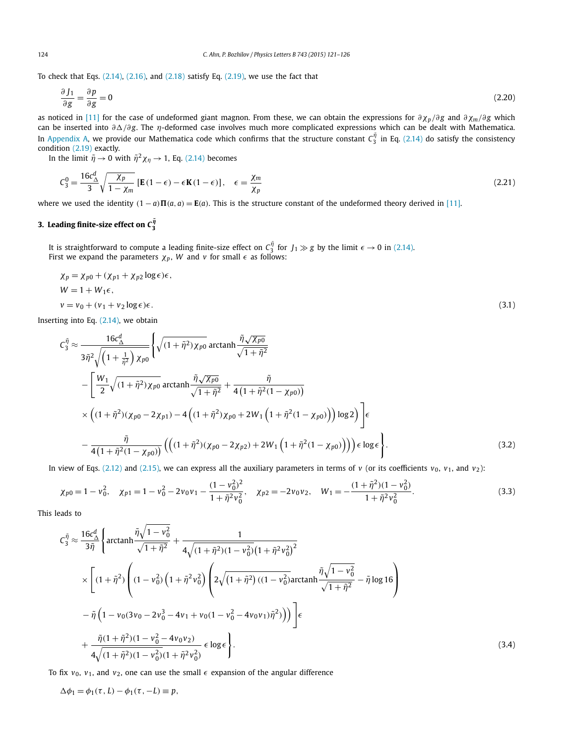To check that Eqs. (2.14), (2.16), and (2.18) satisfy Eq. (2.19), we use the fact that

$$\frac{\partial J_1}{\partial g} = \frac{\partial p}{\partial g} = 0 \tag{2.20}$$

as noticed in [11] for the case of undeformed giant magnon. From these, we can obtain the expressions for $\partial \chi_p/\partial g$ and $\partial \chi_m/\partial g$ which can be inserted into $\partial \Delta/\partial g$. The $\eta$-deformed case involves much more complicated expressions which can be dealt with Mathematica. In Appendix A, we provide our Mathematica code which confirms that the structure constant $C_3^{\tilde{\eta}}$ in Eq. (2.14) do satisfy the consistency condition (2.19) exactly.

In the limit $\tilde{\eta} \to 0$ with $\tilde{\eta}^2 \chi_\eta \to 1$, Eq. (2.14) becomes

$$C_3^0 = \frac{16 c_\Delta^d}{3} \sqrt{\frac{\chi_p}{1-\chi_m}} \left[\mathbf{E}(1-\epsilon) - \epsilon \mathbf{K}(1-\epsilon)\right], \quad \epsilon = \frac{\chi_m}{\chi_p} \tag{2.21}$$

where we used the identity $(1-a)\mathbf{\Pi}(a,a) = \mathbf{E}(a)$. This is the structure constant of the undeformed theory derived in [11].

## 3. Leading finite-size effect on $C_3^{\tilde{\eta}}$

It is straightforward to compute a leading finite-size effect on $C_3^{\tilde{\eta}}$ for $J_1 \gg g$ by the limit $\epsilon \to 0$ in (2.14). First we expand the parameters $\chi_p$, $W$ and $v$ for small $\epsilon$ as follows:

$$\begin{aligned}
&\chi_p = \chi_{p0} + (\chi_{p1} + \chi_{p2} \log \epsilon)\epsilon, \\
&W = 1 + W_1 \epsilon, \\
&v = v_0 + (v_1 + v_2 \log \epsilon)\epsilon.
\end{aligned} \tag{3.1}$$

Inserting into Eq. (2.14), we obtain

$$\begin{aligned}
C_3^{\tilde{\eta}} \approx \frac{16 c_\Delta^d}{3\tilde{\eta}^2 \sqrt{\left(1+\frac{1}{\tilde{\eta}^2}\right)\chi_{p0}}} \Bigg\{ & \sqrt{(1+\tilde{\eta}^2)\chi_{p0}} \operatorname{arctanh} \frac{\tilde{\eta}\sqrt{\chi_{p0}}}{\sqrt{1+\tilde{\eta}^2}} \\
& - \Bigg[ \frac{W_1}{2} \sqrt{(1+\tilde{\eta}^2)\chi_{p0}} \operatorname{arctanh} \frac{\tilde{\eta}\sqrt{\chi_{p0}}}{\sqrt{1+\tilde{\eta}^2}} + \frac{\tilde{\eta}}{4\left(1+\tilde{\eta}^2(1-\chi_{p0})\right)} \\
& \times \Big( (1+\tilde{\eta}^2)(\chi_{p0} - 2\chi_{p1}) - 4\left((1+\tilde{\eta}^2)\chi_{p0} + 2W_1\left(1+\tilde{\eta}^2(1-\chi_{p0})\right)\right) \log 2 \Big) \Bigg] \epsilon \\
& - \frac{\tilde{\eta}}{4\left(1+\tilde{\eta}^2(1-\chi_{p0})\right)} \left( \left( (1+\tilde{\eta}^2)(\chi_{p0} - 2\chi_{p2}) + 2W_1\left(1+\tilde{\eta}^2(1-\chi_{p0})\right) \right) \right) \epsilon \log \epsilon \Bigg\}.
\end{aligned} \tag{3.2}$$

In view of Eqs. (2.12) and (2.15), we can express all the auxiliary parameters in terms of $v$ (or its coefficients $v_0$, $v_1$, and $v_2$):

$$\chi_{p0} = 1 - v_0^2, \quad \chi_{p1} = 1 - v_0^2 - 2v_0 v_1 - \frac{(1-v_0^2)^2}{1+\tilde{\eta}^2 v_0^2}, \quad \chi_{p2} = -2v_0 v_2, \quad W_1 = -\frac{(1+\tilde{\eta}^2)(1-v_0^2)}{1+\tilde{\eta}^2 v_0^2}. \tag{3.3}$$

This leads to

$$\begin{aligned}
C_3^{\tilde{\eta}} \approx \frac{16 c_\Delta^d}{3\tilde{\eta}} \Bigg\{ & \operatorname{arctanh} \frac{\tilde{\eta}\sqrt{1-v_0^2}}{\sqrt{1+\tilde{\eta}^2}} + \frac{1}{4\sqrt{(1+\tilde{\eta}^2)(1-v_0^2)}\left(1+\tilde{\eta}^2 v_0^2\right)^2} \\
& \times \Bigg[ (1+\tilde{\eta}^2) \Bigg( (1-v_0^2)\left(1+\tilde{\eta}^2 v_0^2\right) \left( 2\sqrt{(1+\tilde{\eta}^2)\,((1-v_0^2)} \operatorname{arctanh} \frac{\tilde{\eta}\sqrt{1-v_0^2}}{\sqrt{1+\tilde{\eta}^2}} - \tilde{\eta} \log 16 \right) \\
& - \tilde{\eta}\left(1 - v_0(3v_0 - 2v_0^3 - 4v_1 + v_0(1 - v_0^2 - 4v_0 v_1)\tilde{\eta}^2)\right) \Bigg) \Bigg] \epsilon \\
& + \frac{\tilde{\eta}(1+\tilde{\eta}^2)(1 - v_0^2 - 4v_0 v_2)}{4\sqrt{(1+\tilde{\eta}^2)(1-v_0^2)}(1+\tilde{\eta}^2 v_0^2)} \epsilon \log \epsilon \Bigg\}.
\end{aligned} \tag{3.4}$$

To fix $v_0$, $v_1$, and $v_2$, one can use the small $\epsilon$ expansion of the angular difference

$$\Delta\phi_1 = \phi_1(\tau, L) - \phi_1(\tau, -L) \equiv p,$$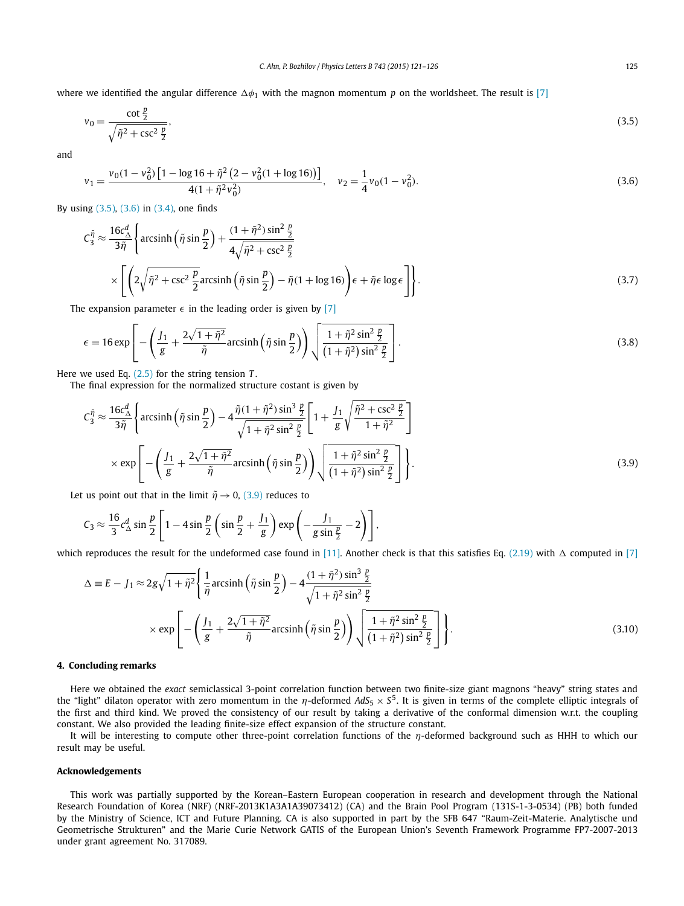where we identified the angular difference $\Delta\phi_1$ with the magnon momentum $p$ on the worldsheet. The result is [7]

$$v_0 = \frac{\cot\frac{p}{2}}{\sqrt{\tilde{\eta}^2 + \csc^2\frac{p}{2}}}, \tag{3.5}$$

and

$$v_1 = \frac{v_0(1-v_0^2)\left[1 - \log 16 + \tilde{\eta}^2\left(2 - v_0^2(1+\log 16)\right)\right]}{4(1+\tilde{\eta}^2 v_0^2)}, \quad v_2 = \frac{1}{4}v_0(1-v_0^2). \tag{3.6}$$

By using (3.5), (3.6) in (3.4), one finds

$$C_3^{\tilde{\eta}} \approx \frac{16 c_\Delta^d}{3\tilde{\eta}}\left\{\operatorname{arcsinh}\left(\tilde{\eta}\sin\frac{p}{2}\right) + \frac{(1+\tilde{\eta}^2)\sin^2\frac{p}{2}}{4\sqrt{\tilde{\eta}^2+\csc^2\frac{p}{2}}}\right.$$
$$\left.\times\left[\left(2\sqrt{\tilde{\eta}^2+\csc^2\frac{p}{2}}\operatorname{arcsinh}\left(\tilde{\eta}\sin\frac{p}{2}\right) - \tilde{\eta}(1+\log 16)\right)\epsilon + \tilde{\eta}\epsilon\log\epsilon\right]\right\}. \tag{3.7}$$

The expansion parameter $\epsilon$ in the leading order is given by [7]

$$\epsilon = 16\exp\left[-\left(\frac{J_1}{g} + \frac{2\sqrt{1+\tilde{\eta}^2}}{\tilde{\eta}}\operatorname{arcsinh}\left(\tilde{\eta}\sin\frac{p}{2}\right)\right)\sqrt{\frac{1+\tilde{\eta}^2\sin^2\frac{p}{2}}{(1+\tilde{\eta}^2)\sin^2\frac{p}{2}}}\right]. \tag{3.8}$$

Here we used Eq. (2.5) for the string tension $T$.

The final expression for the normalized structure costant is given by

$$C_3^{\tilde{\eta}} \approx \frac{16 c_\Delta^d}{3\tilde{\eta}}\left\{\operatorname{arcsinh}\left(\tilde{\eta}\sin\frac{p}{2}\right) - 4\frac{\tilde{\eta}(1+\tilde{\eta}^2)\sin^3\frac{p}{2}}{\sqrt{1+\tilde{\eta}^2\sin^2\frac{p}{2}}}\left[1 + \frac{J_1}{g}\sqrt{\frac{\tilde{\eta}^2+\csc^2\frac{p}{2}}{1+\tilde{\eta}^2}}\right]\right.$$
$$\left.\times\exp\left[-\left(\frac{J_1}{g} + \frac{2\sqrt{1+\tilde{\eta}^2}}{\tilde{\eta}}\operatorname{arcsinh}\left(\tilde{\eta}\sin\frac{p}{2}\right)\right)\sqrt{\frac{1+\tilde{\eta}^2\sin^2\frac{p}{2}}{(1+\tilde{\eta}^2)\sin^2\frac{p}{2}}}\right]\right\}. \tag{3.9}$$

Let us point out that in the limit $\tilde{\eta} \to 0$, (3.9) reduces to

$$C_3 \approx \frac{16}{3}c_\Delta^d\sin\frac{p}{2}\left[1 - 4\sin\frac{p}{2}\left(\sin\frac{p}{2} + \frac{J_1}{g}\right)\exp\left(-\frac{J_1}{g\sin\frac{p}{2}} - 2\right)\right],$$

which reproduces the result for the undeformed case found in [11]. Another check is that this satisfies Eq. (2.19) with $\Delta$ computed in [7]

$$\Delta \equiv E - J_1 \approx 2g\sqrt{1+\tilde{\eta}^2}\left\{\frac{1}{\tilde{\eta}}\operatorname{arcsinh}\left(\tilde{\eta}\sin\frac{p}{2}\right) - 4\frac{(1+\tilde{\eta}^2)\sin^3\frac{p}{2}}{\sqrt{1+\tilde{\eta}^2\sin^2\frac{p}{2}}}\right.$$
$$\left.\times\exp\left[-\left(\frac{J_1}{g} + \frac{2\sqrt{1+\tilde{\eta}^2}}{\tilde{\eta}}\operatorname{arcsinh}\left(\tilde{\eta}\sin\frac{p}{2}\right)\right)\sqrt{\frac{1+\tilde{\eta}^2\sin^2\frac{p}{2}}{(1+\tilde{\eta}^2)\sin^2\frac{p}{2}}}\right]\right\}. \tag{3.10}$$

## 4. Concluding remarks

Here we obtained the *exact* semiclassical 3-point correlation function between two finite-size giant magnons "heavy" string states and the "light" dilaton operator with zero momentum in the $\eta$-deformed $AdS_5 \times S^5$. It is given in terms of the complete elliptic integrals of the first and third kind. We proved the consistency of our result by taking a derivative of the conformal dimension w.r.t. the coupling constant. We also provided the leading finite-size effect expansion of the structure constant.

It will be interesting to compute other three-point correlation functions of the $\eta$-deformed background such as HHH to which our result may be useful.

## Acknowledgements

This work was partially supported by the Korean–Eastern European cooperation in research and development through the National Research Foundation of Korea (NRF) (NRF-2013K1A3A1A39073412) (CA) and the Brain Pool Program (131S-1-3-0534) (PB) both funded by the Ministry of Science, ICT and Future Planning. CA is also supported in part by the SFB 647 "Raum-Zeit-Materie. Analytische und Geometrische Strukturen" and the Marie Curie Network GATIS of the European Union's Seventh Framework Programme FP7-2007-2013 under grant agreement No. 317089.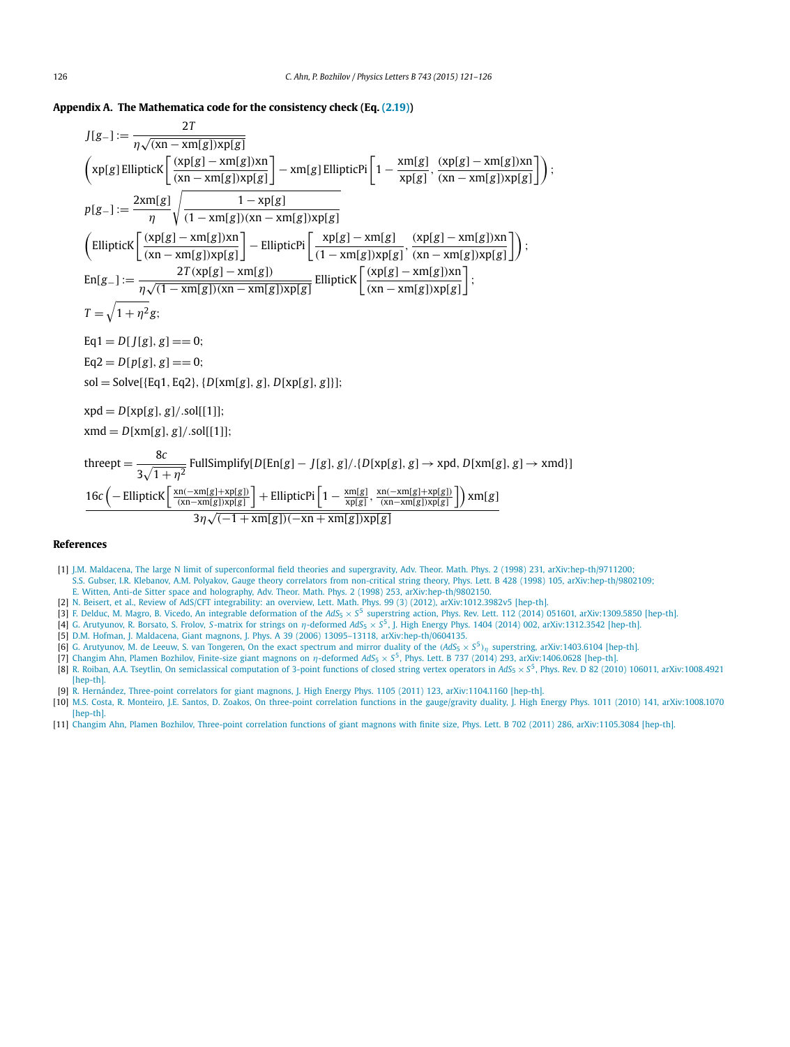## Appendix A. The Mathematica code for the consistency check (Eq. (2.19))

$$J[g\_] := \frac{2T}{\eta\sqrt{(\mathrm{xn}-\mathrm{xm}[g])\mathrm{xp}[g]}}$$
$$\left(\mathrm{xp}[g]\,\mathrm{EllipticK}\left[\frac{(\mathrm{xp}[g]-\mathrm{xm}[g])\mathrm{xn}}{(\mathrm{xn}-\mathrm{xm}[g])\mathrm{xp}[g]}\right]-\mathrm{xm}[g]\,\mathrm{EllipticPi}\left[1-\frac{\mathrm{xm}[g]}{\mathrm{xp}[g]},\frac{(\mathrm{xp}[g]-\mathrm{xm}[g])\mathrm{xn}}{(\mathrm{xn}-\mathrm{xm}[g])\mathrm{xp}[g]}\right]\right);$$

$$p[g\_] := \frac{2\mathrm{xm}[g]}{\eta}\sqrt{\frac{1-\mathrm{xp}[g]}{(1-\mathrm{xm}[g])(\mathrm{xn}-\mathrm{xm}[g])\mathrm{xp}[g]}}$$
$$\left(\mathrm{EllipticK}\left[\frac{(\mathrm{xp}[g]-\mathrm{xm}[g])\mathrm{xn}}{(\mathrm{xn}-\mathrm{xm}[g])\mathrm{xp}[g]}\right]-\mathrm{EllipticPi}\left[\frac{\mathrm{xp}[g]-\mathrm{xm}[g]}{(1-\mathrm{xm}[g])\mathrm{xp}[g]},\frac{(\mathrm{xp}[g]-\mathrm{xm}[g])\mathrm{xn}}{(\mathrm{xn}-\mathrm{xm}[g])\mathrm{xp}[g]}\right]\right);$$

$$\mathrm{En}[g\_] := \frac{2T(\mathrm{xp}[g]-\mathrm{xm}[g])}{\eta\sqrt{(1-\mathrm{xm}[g])(\mathrm{xn}-\mathrm{xm}[g])\mathrm{xp}[g]}}\,\mathrm{EllipticK}\left[\frac{(\mathrm{xp}[g]-\mathrm{xm}[g])\mathrm{xn}}{(\mathrm{xn}-\mathrm{xm}[g])\mathrm{xp}[g]}\right];$$

$$T=\sqrt{1+\eta^2}g;$$

$$\mathrm{Eq1}=D[J[g],g]==0;$$

$$\mathrm{Eq2}=D[p[g],g]==0;$$

$$\mathrm{sol}=\mathrm{Solve}[\{\mathrm{Eq1},\mathrm{Eq2}\},\{D[\mathrm{xm}[g],g],D[\mathrm{xp}[g],g]\}];$$

$$\mathrm{xpd}=D[\mathrm{xp}[g],g]/.\mathrm{sol}[[1]];$$

$$\mathrm{xmd}=D[\mathrm{xm}[g],g]/.\mathrm{sol}[[1]];$$

$$\mathrm{threept}=\frac{8c}{3\sqrt{1+\eta^2}}\,\mathrm{FullSimplify}[D[\mathrm{En}[g]-J[g],g]/.\{D[\mathrm{xp}[g],g]\to\mathrm{xpd},D[\mathrm{xm}[g],g]\to\mathrm{xmd}\}]$$

$$\frac{16c\left(-\mathrm{EllipticK}\left[\frac{\mathrm{xn}(-\mathrm{xm}[g]+\mathrm{xp}[g])}{(\mathrm{xn}-\mathrm{xm}[g])\mathrm{xp}[g]}\right]+\mathrm{EllipticPi}\left[1-\frac{\mathrm{xm}[g]}{\mathrm{xp}[g]},\frac{\mathrm{xn}(-\mathrm{xm}[g]+\mathrm{xp}[g])}{(\mathrm{xn}-\mathrm{xm}[g])\mathrm{xp}[g]}\right]\right)\mathrm{xm}[g]}{3\eta\sqrt{(-1+\mathrm{xm}[g])(-\mathrm{xn}+\mathrm{xm}[g])\mathrm{xp}[g]}}$$

## References

[1] J.M. Maldacena, The large N limit of superconformal field theories and supergravity, Adv. Theor. Math. Phys. 2 (1998) 231, arXiv:hep-th/9711200;
S.S. Gubser, I.R. Klebanov, A.M. Polyakov, Gauge theory correlators from non-critical string theory, Phys. Lett. B 428 (1998) 105, arXiv:hep-th/9802109;
E. Witten, Anti-de Sitter space and holography, Adv. Theor. Math. Phys. 2 (1998) 253, arXiv:hep-th/9802150.

[2] N. Beisert, et al., Review of AdS/CFT integrability: an overview, Lett. Math. Phys. 99 (3) (2012), arXiv:1012.3982v5 [hep-th].

[3] F. Delduc, M. Magro, B. Vicedo, An integrable deformation of the $AdS_5 \times S^5$ superstring action, Phys. Rev. Lett. 112 (2014) 051601, arXiv:1309.5850 [hep-th].

[4] G. Arutyunov, R. Borsato, S. Frolov, $S$-matrix for strings on $\eta$-deformed $AdS_5 \times S^5$, J. High Energy Phys. 1404 (2014) 002, arXiv:1312.3542 [hep-th].

[5] D.M. Hofman, J. Maldacena, Giant magnons, J. Phys. A 39 (2006) 13095–13118, arXiv:hep-th/0604135.

[6] G. Arutyunov, M. de Leeuw, S. van Tongeren, On the exact spectrum and mirror duality of the $(AdS_5 \times S^5)_\eta$ superstring, arXiv:1403.6104 [hep-th].

[7] Changim Ahn, Plamen Bozhilov, Finite-size giant magnons on $\eta$-deformed $AdS_5 \times S^5$, Phys. Lett. B 737 (2014) 293, arXiv:1406.0628 [hep-th].

[8] R. Roiban, A.A. Tseytlin, On semiclassical computation of 3-point functions of closed string vertex operators in $AdS_5 \times S^5$, Phys. Rev. D 82 (2010) 106011, arXiv:1008.4921 [hep-th].

[9] R. Hernández, Three-point correlators for giant magnons, J. High Energy Phys. 1105 (2011) 123, arXiv:1104.1160 [hep-th].

[10] M.S. Costa, R. Monteiro, J.E. Santos, D. Zoakos, On three-point correlation functions in the gauge/gravity duality, J. High Energy Phys. 1011 (2010) 141, arXiv:1008.1070 [hep-th].

[11] Changim Ahn, Plamen Bozhilov, Three-point correlation functions of giant magnons with finite size, Phys. Lett. B 702 (2011) 286, arXiv:1105.3084 [hep-th].